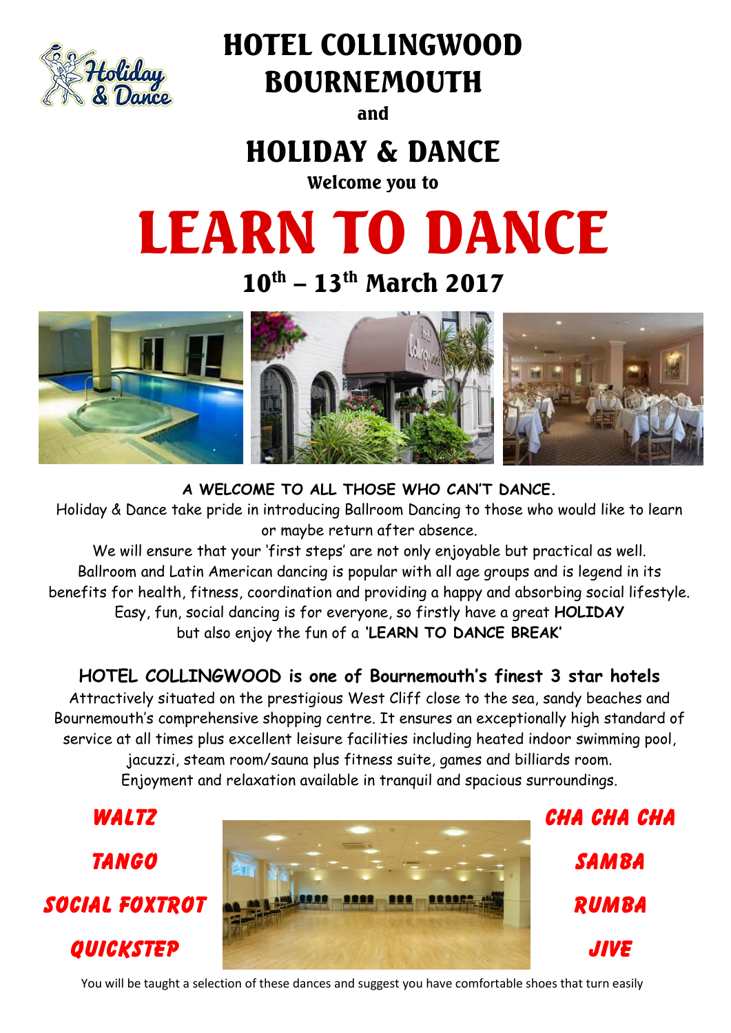# HOTEL COLLINGWOOD BOURNEMOUTH

**and**

# HOLIDAY & DANCE

**Welcome you to**

# LEARN TO DANCE

## $10^{th}$ – $13^{th}$ March 2017

**A WELCOME TO ALL THOSE WHO CAN'T DANCE.**

Holiday & Dance take pride in introducing Ballroom Dancing to those who would like to learn or maybe return after absence.

We will ensure that your 'first steps' are not only enjoyable but practical as well.

Ballroom and Latin American dancing is popular with all age groups and is legend in its benefits for health, fitness, coordination and providing a happy and absorbing social lifestyle.

Easy, fun, social dancing is for everyone, so firstly have a great **HOLIDAY** but also enjoy the fun of a **'LEARN TO DANCE BREAK'**

### HOTEL COLLINGWOOD is one of Bournemouth's finest 3 star hotels

Attractively situated on the prestigious West Cliff close to the sea, sandy beaches and Bournemouth's comprehensive shopping centre. It ensures an exceptionally high standard of service at all times plus excellent leisure facilities including heated indoor swimming pool, jacuzzi, steam room/sauna plus fitness suite, games and billiards room.

Enjoyment and relaxation available in tranquil and spacious surroundings.

***WALTZ***

***TANGO***

***SOCIAL FOXTROT***

***QUICKSTEP***

***CHA CHA CHA***

***SAMBA***

***RUMBA***

***JIVE***

You will be taught a selection of these dances and suggest you have comfortable shoes that turn easily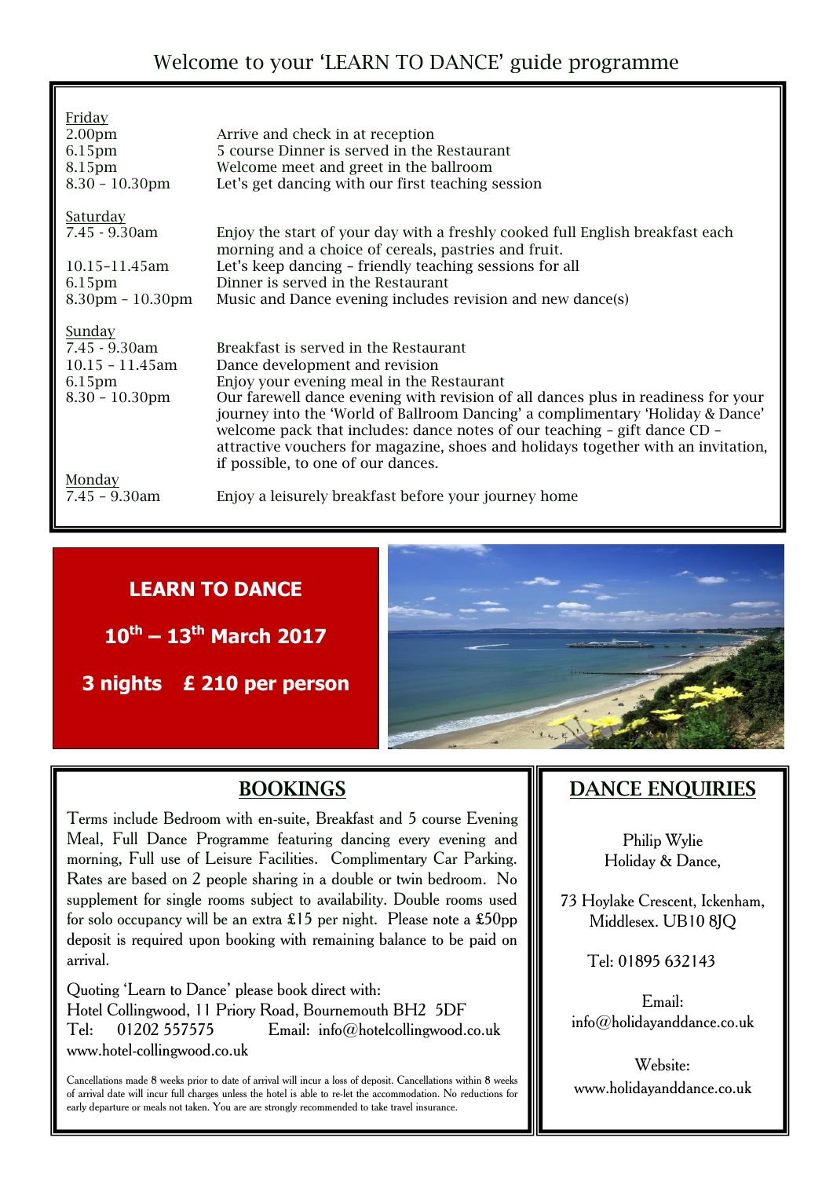# Welcome to your 'LEARN TO DANCE' guide programme

| | |
|---|---|
| Friday | |
| 2.00pm | Arrive and check in at reception |
| 6.15pm | 5 course Dinner is served in the Restaurant |
| 8.15pm | Welcome meet and greet in the ballroom |
| 8.30 – 10.30pm | Let's get dancing with our first teaching session |
| Saturday | |
| 7.45 - 9.30am | Enjoy the start of your day with a freshly cooked full English breakfast each morning and a choice of cereals, pastries and fruit. |
| 10.15-11.45am | Let's keep dancing – friendly teaching sessions for all |
| 6.15pm | Dinner is served in the Restaurant |
| 8.30pm – 10.30pm | Music and Dance evening includes revision and new dance(s) |
| Sunday | |
| 7.45 - 9.30am | Breakfast is served in the Restaurant |
| 10.15 – 11.45am | Dance development and revision |
| 6.15pm | Enjoy your evening meal in the Restaurant |
| 8.30 – 10.30pm | Our farewell dance evening with revision of all dances plus in readiness for your journey into the 'World of Ballroom Dancing' a complimentary 'Holiday & Dance' welcome pack that includes: dance notes of our teaching – gift dance CD – attractive vouchers for magazine, shoes and holidays together with an invitation, if possible, to one of our dances. |
| Monday | |
| 7.45 – 9.30am | Enjoy a leisurely breakfast before your journey home |

**LEARN TO DANCE**

**10th – 13th March 2017**

**3 nights £ 210 per person**

## BOOKINGS

Terms include Bedroom with en-suite, Breakfast and 5 course Evening Meal, Full Dance Programme featuring dancing every evening and morning, Full use of Leisure Facilities. Complimentary Car Parking. Rates are based on 2 people sharing in a double or twin bedroom. No supplement for single rooms subject to availability. Double rooms used for solo occupancy will be an extra £15 per night. Please note a £50pp deposit is required upon booking with remaining balance to be paid on arrival.

Quoting 'Learn to Dance' please book direct with:
Hotel Collingwood, 11 Priory Road, Bournemouth BH2 5DF
Tel: 01202 557575 Email: info@hotelcollingwood.co.uk
www.hotel-collingwood.co.uk

Cancellations made 8 weeks prior to date of arrival will incur a loss of deposit. Cancellations within 8 weeks of arrival date will incur full charges unless the hotel is able to re-let the accommodation. No reductions for early departure or meals not taken. You are are strongly recommended to take travel insurance.

## DANCE ENQUIRIES

Philip Wylie
Holiday & Dance,

73 Hoylake Crescent, Ickenham, Middlesex. UB10 8JQ

Tel: 01895 632143

Email:
info@holidayanddance.co.uk

Website:
www.holidayanddance.co.uk